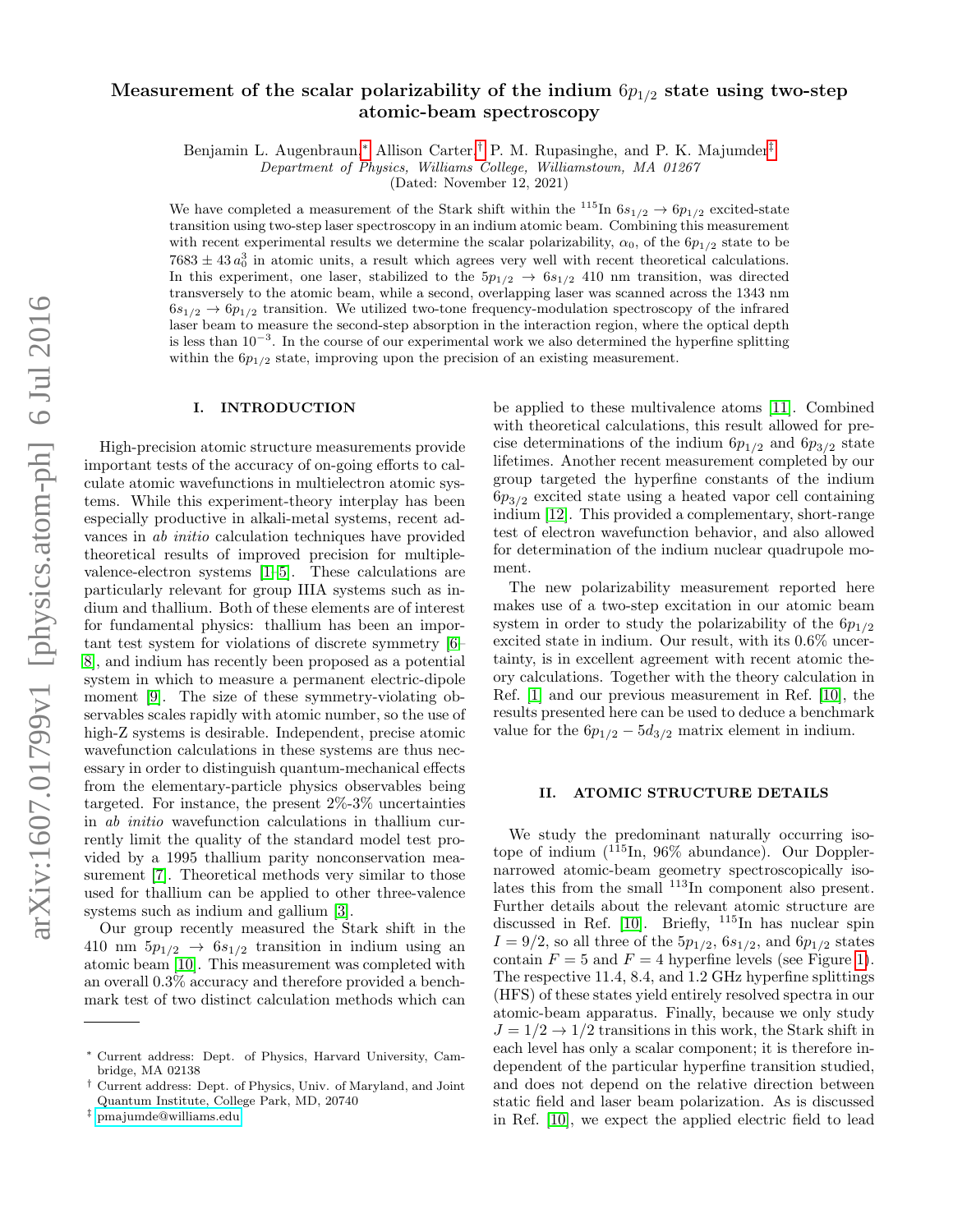# Measurement of the scalar polarizability of the indium $6p_{1/2}$ state using two-step atomic-beam spectroscopy

Benjamin L. Augenbraun,[*] Allison Carter,[†] P. M. Rupasinghe, and P. K. Majumder[‡]

*Department of Physics, Williams College, Williamstown, MA 01267*

(Dated: November 12, 2021)

We have completed a measurement of the Stark shift within the $^{115}$In $6s_{1/2} \rightarrow 6p_{1/2}$ excited-state transition using two-step laser spectroscopy in an indium atomic beam. Combining this measurement with recent experimental results we determine the scalar polarizability, $\alpha_0$, of the $6p_{1/2}$ state to be $7683 \pm 43\, a_0^3$ in atomic units, a result which agrees very well with recent theoretical calculations. In this experiment, one laser, stabilized to the $5p_{1/2} \rightarrow 6s_{1/2}$ 410 nm transition, was directed transversely to the atomic beam, while a second, overlapping laser was scanned across the 1343 nm $6s_{1/2} \rightarrow 6p_{1/2}$ transition. We utilized two-tone frequency-modulation spectroscopy of the infrared laser beam to measure the second-step absorption in the interaction region, where the optical depth is less than $10^{-3}$. In the course of our experimental work we also determined the hyperfine splitting within the $6p_{1/2}$ state, improving upon the precision of an existing measurement.

## I. INTRODUCTION

High-precision atomic structure measurements provide important tests of the accuracy of on-going efforts to calculate atomic wavefunctions in multielectron atomic systems. While this experiment-theory interplay has been especially productive in alkali-metal systems, recent advances in *ab initio* calculation techniques have provided theoretical results of improved precision for multiple-valence-electron systems [1–5]. These calculations are particularly relevant for group IIIA systems such as indium and thallium. Both of these elements are of interest for fundamental physics: thallium has been an important test system for violations of discrete symmetry [6–8], and indium has recently been proposed as a potential system in which to measure a permanent electric-dipole moment [9]. The size of these symmetry-violating observables scales rapidly with atomic number, so the use of high-Z systems is desirable. Independent, precise atomic wavefunction calculations in these systems are thus necessary in order to distinguish quantum-mechanical effects from the elementary-particle physics observables being targeted. For instance, the present 2%-3% uncertainties in *ab initio* wavefunction calculations in thallium currently limit the quality of the standard model test provided by a 1995 thallium parity nonconservation measurement [7]. Theoretical methods very similar to those used for thallium can be applied to other three-valence systems such as indium and gallium [3].

Our group recently measured the Stark shift in the 410 nm $5p_{1/2} \rightarrow 6s_{1/2}$ transition in indium using an atomic beam [10]. This measurement was completed with an overall 0.3% accuracy and therefore provided a benchmark test of two distinct calculation methods which can be applied to these multivalence atoms [11]. Combined with theoretical calculations, this result allowed for precise determinations of the indium $6p_{1/2}$ and $6p_{3/2}$ state lifetimes. Another recent measurement completed by our group targeted the hyperfine constants of the indium $6p_{3/2}$ excited state using a heated vapor cell containing indium [12]. This provided a complementary, short-range test of electron wavefunction behavior, and also allowed for determination of the indium nuclear quadrupole moment.

The new polarizability measurement reported here makes use of a two-step excitation in our atomic beam system in order to study the polarizability of the $6p_{1/2}$ excited state in indium. Our result, with its 0.6% uncertainty, is in excellent agreement with recent atomic theory calculations. Together with the theory calculation in Ref. [1] and our previous measurement in Ref. [10], the results presented here can be used to deduce a benchmark value for the $6p_{1/2} - 5d_{3/2}$ matrix element in indium.

## II. ATOMIC STRUCTURE DETAILS

We study the predominant naturally occurring isotope of indium ($^{115}$In, 96% abundance). Our Doppler-narrowed atomic-beam geometry spectroscopically isolates this from the small $^{113}$In component also present. Further details about the relevant atomic structure are discussed in Ref. [10]. Briefly, $^{115}$In has nuclear spin $I = 9/2$, so all three of the $5p_{1/2}$, $6s_{1/2}$, and $6p_{1/2}$ states contain $F = 5$ and $F = 4$ hyperfine levels (see Figure 1). The respective 11.4, 8.4, and 1.2 GHz hyperfine splittings (HFS) of these states yield entirely resolved spectra in our atomic-beam apparatus. Finally, because we only study $J = 1/2 \rightarrow 1/2$ transitions in this work, the Stark shift in each level has only a scalar component; it is therefore independent of the particular hyperfine transition studied, and does not depend on the relative direction between static field and laser beam polarization. As is discussed in Ref. [10], we expect the applied electric field to lead

---

[*] Current address: Dept. of Physics, Harvard University, Cambridge, MA 02138

[†] Current address: Dept. of Physics, Univ. of Maryland, and Joint Quantum Institute, College Park, MD, 20740

[‡] pmajumde@williams.edu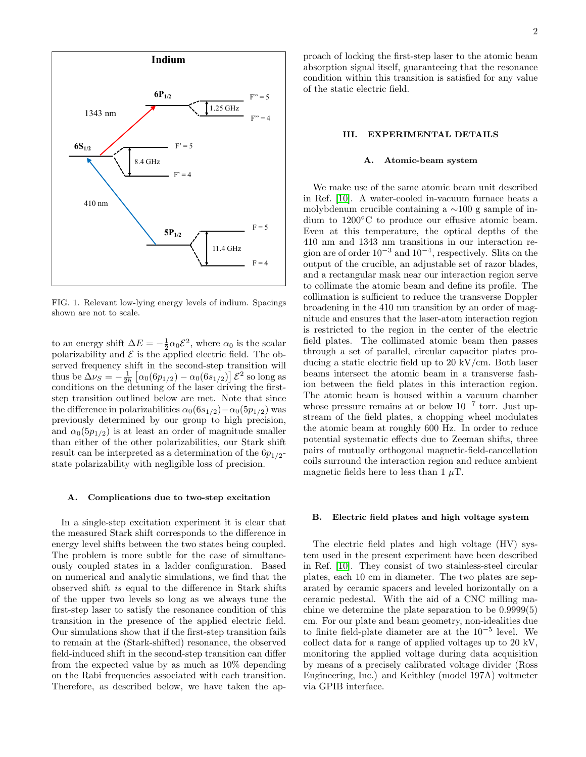Indium

6P$_{1/2}$

F'' = 5

1.25 GHz

F'' = 4

1343 nm

6S$_{1/2}$

F' = 5

8.4 GHz

F' = 4

410 nm

5P$_{1/2}$

F = 5

11.4 GHz

F = 4

FIG. 1. Relevant low-lying energy levels of indium. Spacings shown are not to scale.

to an energy shift $\Delta E = -\frac{1}{2}\alpha_0 \mathcal{E}^2$, where $\alpha_0$ is the scalar polarizability and $\mathcal{E}$ is the applied electric field. The observed frequency shift in the second-step transition will thus be $\Delta\nu_S = -\frac{1}{2h}\left[\alpha_0(6p_{1/2}) - \alpha_0(6s_{1/2})\right]\mathcal{E}^2$ so long as conditions on the detuning of the laser driving the first-step transition outlined below are met. Note that since the difference in polarizabilities $\alpha_0(6s_{1/2}) - \alpha_0(5p_{1/2})$ was previously determined by our group to high precision, and $\alpha_0(5p_{1/2})$ is at least an order of magnitude smaller than either of the other polarizabilities, our Stark shift result can be interpreted as a determination of the $6p_{1/2}$-state polarizability with negligible loss of precision.

### A. Complications due to two-step excitation

In a single-step excitation experiment it is clear that the measured Stark shift corresponds to the difference in energy level shifts between the two states being coupled. The problem is more subtle for the case of simultaneously coupled states in a ladder configuration. Based on numerical and analytic simulations, we find that the observed shift *is* equal to the difference in Stark shifts of the upper two levels so long as we always tune the first-step laser to satisfy the resonance condition of this transition in the presence of the applied electric field. Our simulations show that if the first-step transition fails to remain at the (Stark-shifted) resonance, the observed field-induced shift in the second-step transition can differ from the expected value by as much as 10% depending on the Rabi frequencies associated with each transition. Therefore, as described below, we have taken the approach of locking the first-step laser to the atomic beam absorption signal itself, guaranteeing that the resonance condition within this transition is satisfied for any value of the static electric field.

## III. EXPERIMENTAL DETAILS

### A. Atomic-beam system

We make use of the same atomic beam unit described in Ref. [10]. A water-cooled in-vacuum furnace heats a molybdenum crucible containing a ~100 g sample of indium to 1200°C to produce our effusive atomic beam. Even at this temperature, the optical depths of the 410 nm and 1343 nm transitions in our interaction region are of order $10^{-3}$ and $10^{-4}$, respectively. Slits on the output of the crucible, an adjustable set of razor blades, and a rectangular mask near our interaction region serve to collimate the atomic beam and define its profile. The collimation is sufficient to reduce the transverse Doppler broadening in the 410 nm transition by an order of magnitude and ensures that the laser-atom interaction region is restricted to the region in the center of the electric field plates. The collimated atomic beam then passes through a set of parallel, circular capacitor plates producing a static electric field up to 20 kV/cm. Both laser beams intersect the atomic beam in a transverse fashion between the field plates in this interaction region. The atomic beam is housed within a vacuum chamber whose pressure remains at or below $10^{-7}$ torr. Just upstream of the field plates, a chopping wheel modulates the atomic beam at roughly 600 Hz. In order to reduce potential systematic effects due to Zeeman shifts, three pairs of mutually orthogonal magnetic-field-cancellation coils surround the interaction region and reduce ambient magnetic fields here to less than 1 $\mu$T.

### B. Electric field plates and high voltage system

The electric field plates and high voltage (HV) system used in the present experiment have been described in Ref. [10]. They consist of two stainless-steel circular plates, each 10 cm in diameter. The two plates are separated by ceramic spacers and leveled horizontally on a ceramic pedestal. With the aid of a CNC milling machine we determine the plate separation to be 0.9999(5) cm. For our plate and beam geometry, non-idealities due to finite field-plate diameter are at the $10^{-5}$ level. We collect data for a range of applied voltages up to 20 kV, monitoring the applied voltage during data acquisition by means of a precisely calibrated voltage divider (Ross Engineering, Inc.) and Keithley (model 197A) voltmeter via GPIB interface.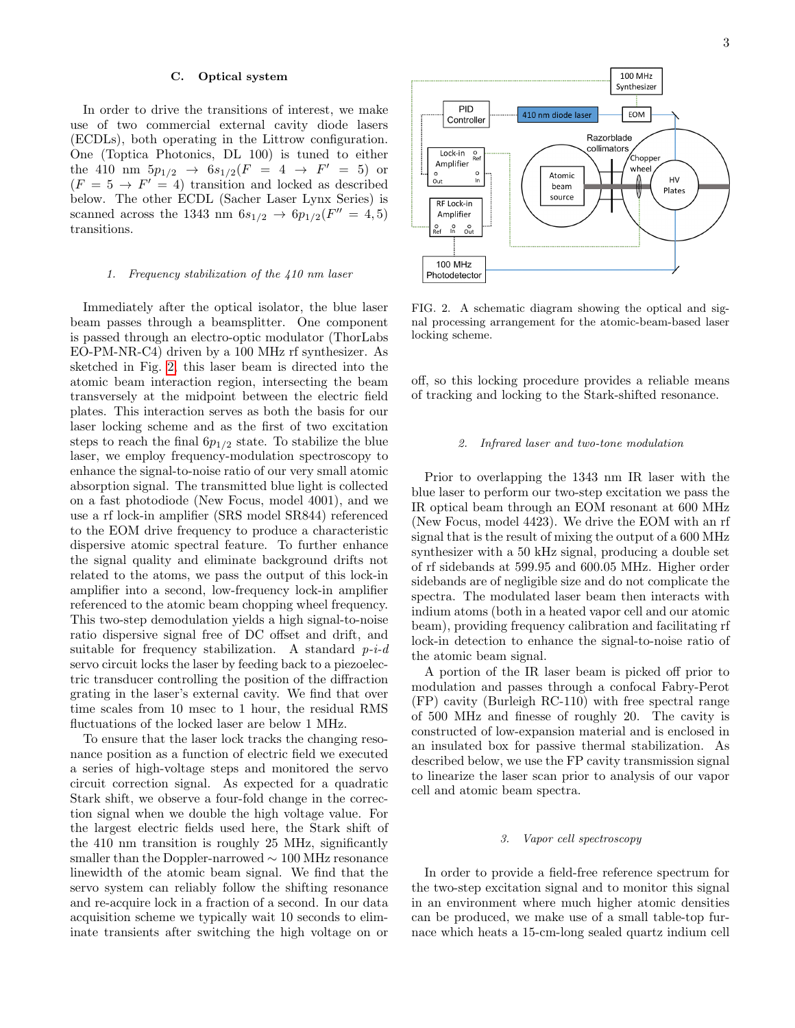### C. Optical system

In order to drive the transitions of interest, we make use of two commercial external cavity diode lasers (ECDLs), both operating in the Littrow configuration. One (Toptica Photonics, DL 100) is tuned to either the 410 nm $5p_{1/2} \rightarrow 6s_{1/2}(F = 4 \rightarrow F' = 5)$ or $(F = 5 \rightarrow F' = 4)$ transition and locked as described below. The other ECDL (Sacher Laser Lynx Series) is scanned across the 1343 nm $6s_{1/2} \rightarrow 6p_{1/2}(F'' = 4, 5)$ transitions.

#### 1. Frequency stabilization of the 410 nm laser

Immediately after the optical isolator, the blue laser beam passes through a beamsplitter. One component is passed through an electro-optic modulator (ThorLabs EO-PM-NR-C4) driven by a 100 MHz rf synthesizer. As sketched in Fig. 2, this laser beam is directed into the atomic beam interaction region, intersecting the beam transversely at the midpoint between the electric field plates. This interaction serves as both the basis for our laser locking scheme and as the first of two excitation steps to reach the final $6p_{1/2}$ state. To stabilize the blue laser, we employ frequency-modulation spectroscopy to enhance the signal-to-noise ratio of our very small atomic absorption signal. The transmitted blue light is collected on a fast photodiode (New Focus, model 4001), and we use a rf lock-in amplifier (SRS model SR844) referenced to the EOM drive frequency to produce a characteristic dispersive atomic spectral feature. To further enhance the signal quality and eliminate background drifts not related to the atoms, we pass the output of this lock-in amplifier into a second, low-frequency lock-in amplifier referenced to the atomic beam chopping wheel frequency. This two-step demodulation yields a high signal-to-noise ratio dispersive signal free of DC offset and drift, and suitable for frequency stabilization. A standard *p-i-d* servo circuit locks the laser by feeding back to a piezoelectric transducer controlling the position of the diffraction grating in the laser's external cavity. We find that over time scales from 10 msec to 1 hour, the residual RMS fluctuations of the locked laser are below 1 MHz.

To ensure that the laser lock tracks the changing resonance position as a function of electric field we executed a series of high-voltage steps and monitored the servo circuit correction signal. As expected for a quadratic Stark shift, we observe a four-fold change in the correction signal when we double the high voltage value. For the largest electric fields used here, the Stark shift of the 410 nm transition is roughly 25 MHz, significantly smaller than the Doppler-narrowed $\sim 100$ MHz resonance linewidth of the atomic beam signal. We find that the servo system can reliably follow the shifting resonance and re-acquire lock in a fraction of a second. In our data acquisition scheme we typically wait 10 seconds to eliminate transients after switching the high voltage on or off, so this locking procedure provides a reliable means of tracking and locking to the Stark-shifted resonance.

100 MHz Synthesizer
PID Controller
410 nm diode laser
EOM
Razorblade collimators
Chopper wheel
Lock-in Amplifier
Ref
Out
In
Atomic beam source
HV Plates
RF Lock-in Amplifier
Ref In Out
100 MHz Photodetector

FIG. 2. A schematic diagram showing the optical and signal processing arrangement for the atomic-beam-based laser locking scheme.

#### 2. Infrared laser and two-tone modulation

Prior to overlapping the 1343 nm IR laser with the blue laser to perform our two-step excitation we pass the IR optical beam through an EOM resonant at 600 MHz (New Focus, model 4423). We drive the EOM with an rf signal that is the result of mixing the output of a 600 MHz synthesizer with a 50 kHz signal, producing a double set of rf sidebands at 599.95 and 600.05 MHz. Higher order sidebands are of negligible size and do not complicate the spectra. The modulated laser beam then interacts with indium atoms (both in a heated vapor cell and our atomic beam), providing frequency calibration and facilitating rf lock-in detection to enhance the signal-to-noise ratio of the atomic beam signal.

A portion of the IR laser beam is picked off prior to modulation and passes through a confocal Fabry-Perot (FP) cavity (Burleigh RC-110) with free spectral range of 500 MHz and finesse of roughly 20. The cavity is constructed of low-expansion material and is enclosed in an insulated box for passive thermal stabilization. As described below, we use the FP cavity transmission signal to linearize the laser scan prior to analysis of our vapor cell and atomic beam spectra.

#### 3. Vapor cell spectroscopy

In order to provide a field-free reference spectrum for the two-step excitation signal and to monitor this signal in an environment where much higher atomic densities can be produced, we make use of a small table-top furnace which heats a 15-cm-long sealed quartz indium cell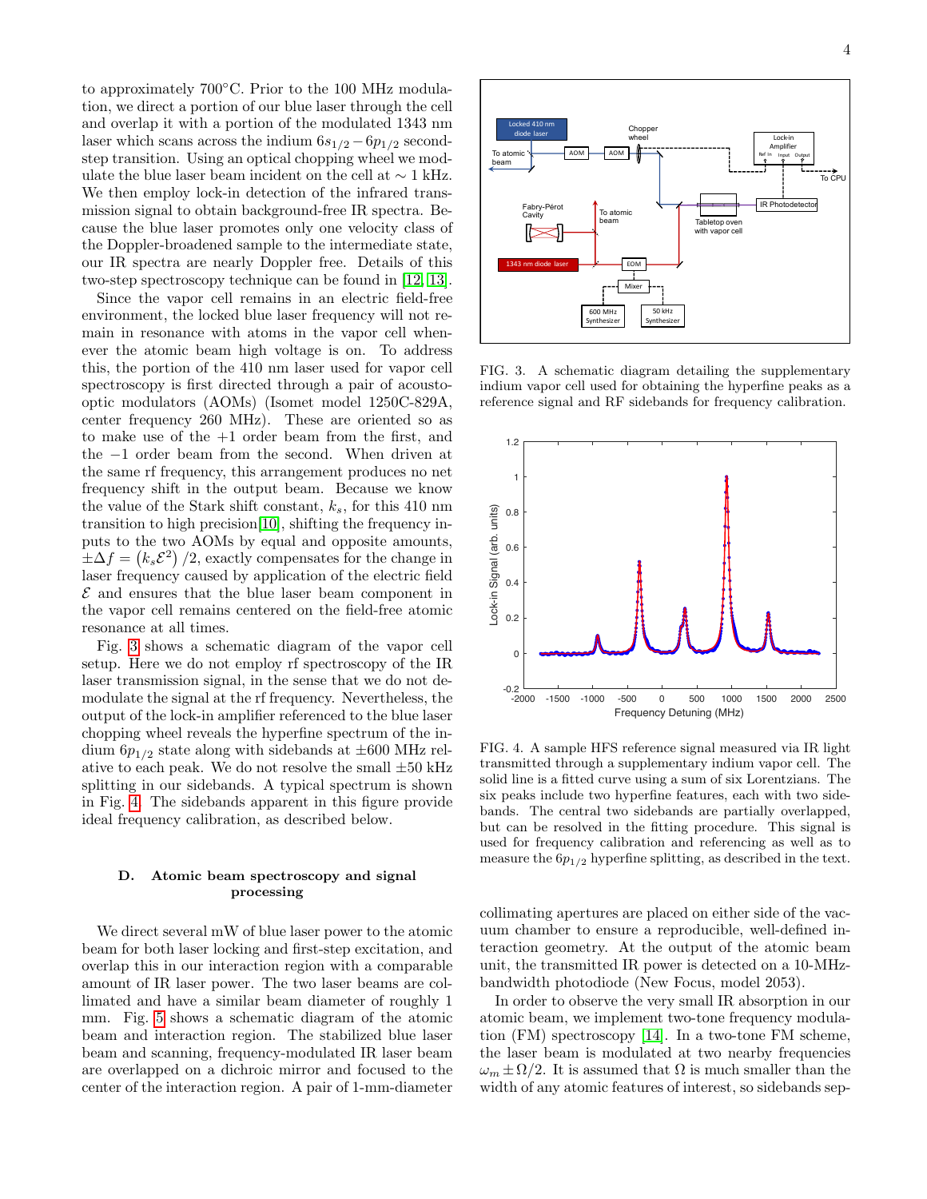to approximately 700°C. Prior to the 100 MHz modulation, we direct a portion of our blue laser through the cell and overlap it with a portion of the modulated 1343 nm laser which scans across the indium $6s_{1/2} - 6p_{1/2}$ second-step transition. Using an optical chopping wheel we modulate the blue laser beam incident on the cell at $\sim 1$ kHz. We then employ lock-in detection of the infrared transmission signal to obtain background-free IR spectra. Because the blue laser promotes only one velocity class of the Doppler-broadened sample to the intermediate state, our IR spectra are nearly Doppler free. Details of this two-step spectroscopy technique can be found in [12, 13].

Since the vapor cell remains in an electric field-free environment, the locked blue laser frequency will not remain in resonance with atoms in the vapor cell whenever the atomic beam high voltage is on. To address this, the portion of the 410 nm laser used for vapor cell spectroscopy is first directed through a pair of acousto-optic modulators (AOMs) (Isomet model 1250C-829A, center frequency 260 MHz). These are oriented so as to make use of the +1 order beam from the first, and the −1 order beam from the second. When driven at the same rf frequency, this arrangement produces no net frequency shift in the output beam. Because we know the value of the Stark shift constant, $k_s$, for this 410 nm transition to high precision[10], shifting the frequency inputs to the two AOMs by equal and opposite amounts, $\pm\Delta f = \left(k_s \mathcal{E}^2\right)/2$, exactly compensates for the change in laser frequency caused by application of the electric field $\mathcal{E}$ and ensures that the blue laser beam component in the vapor cell remains centered on the field-free atomic resonance at all times.

Fig. 3 shows a schematic diagram of the vapor cell setup. Here we do not employ rf spectroscopy of the IR laser transmission signal, in the sense that we do not demodulate the signal at the rf frequency. Nevertheless, the output of the lock-in amplifier referenced to the blue laser chopping wheel reveals the hyperfine spectrum of the indium $6p_{1/2}$ state along with sidebands at ±600 MHz relative to each peak. We do not resolve the small ±50 kHz splitting in our sidebands. A typical spectrum is shown in Fig. 4. The sidebands apparent in this figure provide ideal frequency calibration, as described below.

Locked 410 nm diode laser
To atomic beam
AOM
AOM
Chopper wheel
Lock-in Amplifier
Ref In
Input
Output
To CPU
Fabry-Pérot Cavity
To atomic beam
Tabletop oven with vapor cell
IR Photodetector
1343 nm diode laser
EOM
Mixer
600 MHz Synthesizer
50 kHz Synthesizer

FIG. 3. A schematic diagram detailing the supplementary indium vapor cell used for obtaining the hyperfine peaks as a reference signal and RF sidebands for frequency calibration.

Lock-in Signal (arb. units)
Frequency Detuning (MHz)
1.2
1
0.8
0.6
0.4
0.2
0
-0.2
-2000
-1500
-1000
-500
0
500
1000
1500
2000
2500

FIG. 4. A sample HFS reference signal measured via IR light transmitted through a supplementary indium vapor cell. The solid line is a fitted curve using a sum of six Lorentzians. The six peaks include two hyperfine features, each with two sidebands. The central two sidebands are partially overlapped, but can be resolved in the fitting procedure. This signal is used for frequency calibration and referencing as well as to measure the $6p_{1/2}$ hyperfine splitting, as described in the text.

### D. Atomic beam spectroscopy and signal processing

We direct several mW of blue laser power to the atomic beam for both laser locking and first-step excitation, and overlap this in our interaction region with a comparable amount of IR laser power. The two laser beams are collimated and have a similar beam diameter of roughly 1 mm. Fig. 5 shows a schematic diagram of the atomic beam and interaction region. The stabilized blue laser beam and scanning, frequency-modulated IR laser beam are overlapped on a dichroic mirror and focused to the center of the interaction region. A pair of 1-mm-diameter collimating apertures are placed on either side of the vacuum chamber to ensure a reproducible, well-defined interaction geometry. At the output of the atomic beam unit, the transmitted IR power is detected on a 10-MHz-bandwidth photodiode (New Focus, model 2053).

In order to observe the very small IR absorption in our atomic beam, we implement two-tone frequency modulation (FM) spectroscopy [14]. In a two-tone FM scheme, the laser beam is modulated at two nearby frequencies $\omega_m \pm \Omega/2$. It is assumed that $\Omega$ is much smaller than the width of any atomic features of interest, so sidebands sep-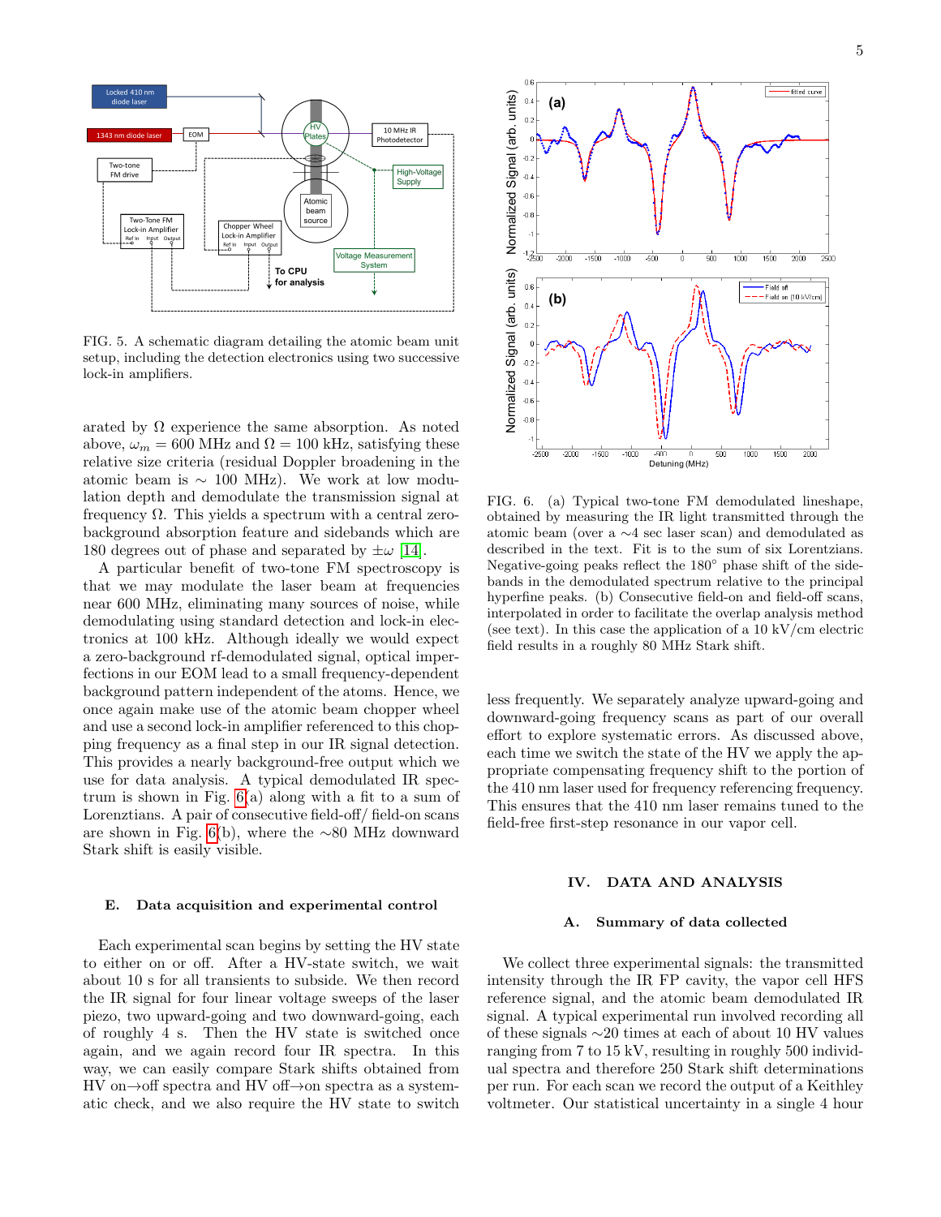Locked 410 nm diode laser

1343 nm diode laser

EOM

HV Plates

10 MHz IR Photodetector

Two-tone FM drive

High-Voltage Supply

Atomic beam source

Two-Tone FM Lock-in Amplifier

Ref In Input Output

Chopper Wheel Lock-in Amplifier

Ref In Input Output

Voltage Measurement System

To CPU for analysis

FIG. 5. A schematic diagram detailing the atomic beam unit setup, including the detection electronics using two successive lock-in amplifiers.

arated by $\Omega$ experience the same absorption. As noted above, $\omega_m = 600$ MHz and $\Omega = 100$ kHz, satisfying these relative size criteria (residual Doppler broadening in the atomic beam is $\sim$ 100 MHz). We work at low modulation depth and demodulate the transmission signal at frequency $\Omega$. This yields a spectrum with a central zero-background absorption feature and sidebands which are 180 degrees out of phase and separated by $\pm\omega$ [14].

A particular benefit of two-tone FM spectroscopy is that we may modulate the laser beam at frequencies near 600 MHz, eliminating many sources of noise, while demodulating using standard detection and lock-in electronics at 100 kHz. Although ideally we would expect a zero-background rf-demodulated signal, optical imperfections in our EOM lead to a small frequency-dependent background pattern independent of the atoms. Hence, we once again make use of the atomic beam chopper wheel and use a second lock-in amplifier referenced to this chopping frequency as a final step in our IR signal detection. This provides a nearly background-free output which we use for data analysis. A typical demodulated IR spectrum is shown in Fig. 6(a) along with a fit to a sum of Lorenztians. A pair of consecutive field-off/ field-on scans are shown in Fig. 6(b), where the $\sim$80 MHz downward Stark shift is easily visible.

### E. Data acquisition and experimental control

Each experimental scan begins by setting the HV state to either on or off. After a HV-state switch, we wait about 10 s for all transients to subside. We then record the IR signal for four linear voltage sweeps of the laser piezo, two upward-going and two downward-going, each of roughly 4 s. Then the HV state is switched once again, and we again record four IR spectra. In this way, we can easily compare Stark shifts obtained from HV on$\rightarrow$off spectra and HV off$\rightarrow$on spectra as a systematic check, and we also require the HV state to switch less frequently. We separately analyze upward-going and downward-going frequency scans as part of our overall effort to explore systematic errors. As discussed above, each time we switch the state of the HV we apply the appropriate compensating frequency shift to the portion of the 410 nm laser used for frequency referencing frequency. This ensures that the 410 nm laser remains tuned to the field-free first-step resonance in our vapor cell.

(a)

fitted curve

Normalized Signal (arb. units)

0.6 0.4 0.2 0 -0.2 -0.4 -0.6 -0.8 -1 -1.2

-2500 -2000 -1500 -1000 -500 0 500 1000 1500 2000 2500

(b)

Field off

Field on (10 kV/cm)

Normalized Signal (arb. units)

0.6 0.4 0.2 0 -0.2 -0.4 -0.6 -0.8 -1

-2500 -2000 -1500 -1000 -500 0 500 1000 1500 2000

Detuning (MHz)

FIG. 6. (a) Typical two-tone FM demodulated lineshape, obtained by measuring the IR light transmitted through the atomic beam (over a $\sim$4 sec laser scan) and demodulated as described in the text. Fit is to the sum of six Lorentzians. Negative-going peaks reflect the 180° phase shift of the sidebands in the demodulated spectrum relative to the principal hyperfine peaks. (b) Consecutive field-on and field-off scans, interpolated in order to facilitate the overlap analysis method (see text). In this case the application of a 10 kV/cm electric field results in a roughly 80 MHz Stark shift.

## IV. DATA AND ANALYSIS

### A. Summary of data collected

We collect three experimental signals: the transmitted intensity through the IR FP cavity, the vapor cell HFS reference signal, and the atomic beam demodulated IR signal. A typical experimental run involved recording all of these signals $\sim$20 times at each of about 10 HV values ranging from 7 to 15 kV, resulting in roughly 500 individual spectra and therefore 250 Stark shift determinations per run. For each scan we record the output of a Keithley voltmeter. Our statistical uncertainty in a single 4 hour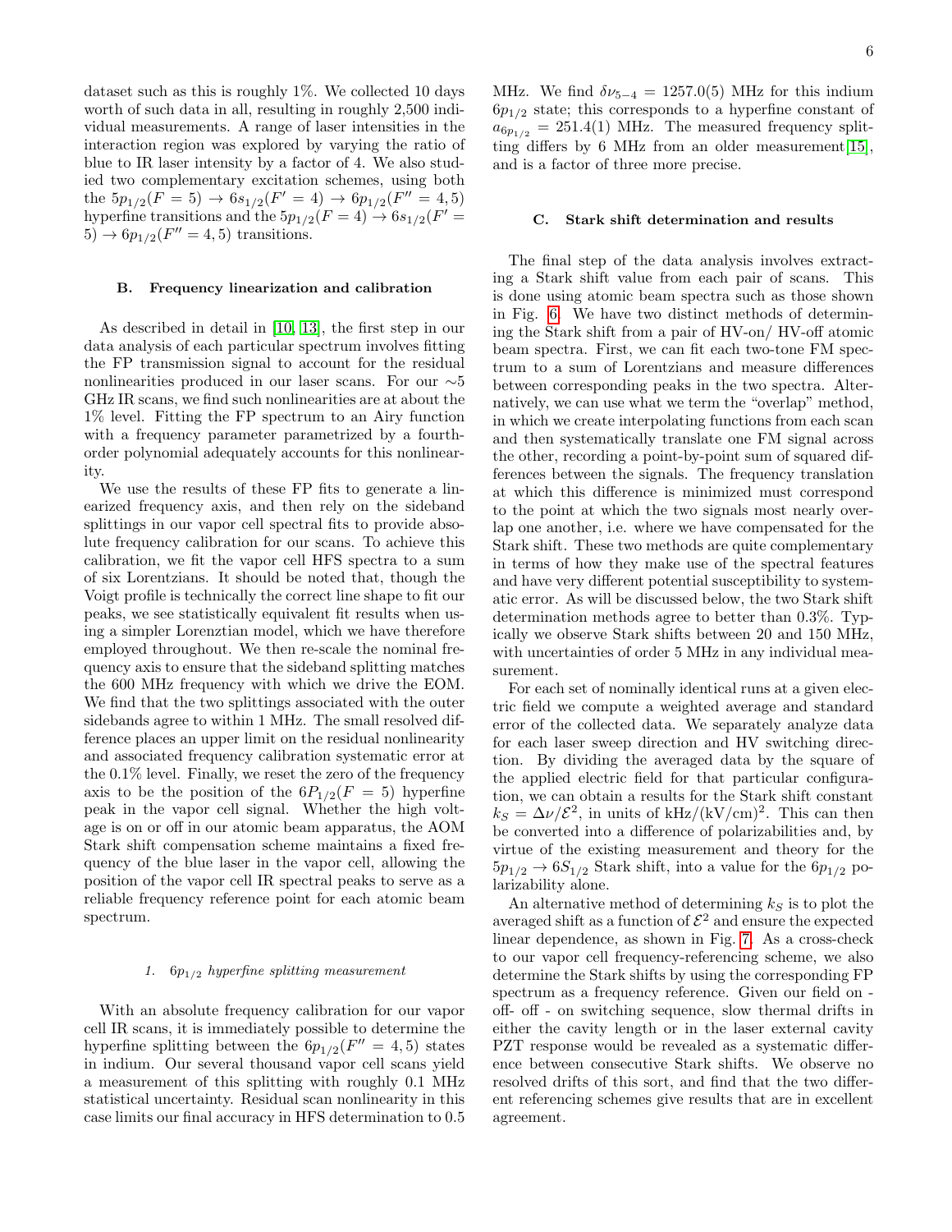dataset such as this is roughly 1%. We collected 10 days worth of such data in all, resulting in roughly 2,500 individual measurements. A range of laser intensities in the interaction region was explored by varying the ratio of blue to IR laser intensity by a factor of 4. We also studied two complementary excitation schemes, using both the $5p_{1/2}(F=5) \rightarrow 6s_{1/2}(F'=4) \rightarrow 6p_{1/2}(F''=4,5)$ hyperfine transitions and the $5p_{1/2}(F=4) \rightarrow 6s_{1/2}(F'=5) \rightarrow 6p_{1/2}(F''=4,5)$ transitions.

### B. Frequency linearization and calibration

As described in detail in [10, 13], the first step in our data analysis of each particular spectrum involves fitting the FP transmission signal to account for the residual nonlinearities produced in our laser scans. For our ∼5 GHz IR scans, we find such nonlinearities are at about the 1% level. Fitting the FP spectrum to an Airy function with a frequency parameter parametrized by a fourth-order polynomial adequately accounts for this nonlinearity.

We use the results of these FP fits to generate a linearized frequency axis, and then rely on the sideband splittings in our vapor cell spectral fits to provide absolute frequency calibration for our scans. To achieve this calibration, we fit the vapor cell HFS spectra to a sum of six Lorentzians. It should be noted that, though the Voigt profile is technically the correct line shape to fit our peaks, we see statistically equivalent fit results when using a simpler Lorenztian model, which we have therefore employed throughout. We then re-scale the nominal frequency axis to ensure that the sideband splitting matches the 600 MHz frequency with which we drive the EOM. We find that the two splittings associated with the outer sidebands agree to within 1 MHz. The small resolved difference places an upper limit on the residual nonlinearity and associated frequency calibration systematic error at the 0.1% level. Finally, we reset the zero of the frequency axis to be the position of the $6P_{1/2}(F=5)$ hyperfine peak in the vapor cell signal. Whether the high voltage is on or off in our atomic beam apparatus, the AOM Stark shift compensation scheme maintains a fixed frequency of the blue laser in the vapor cell, allowing the position of the vapor cell IR spectral peaks to serve as a reliable frequency reference point for each atomic beam spectrum.

#### *1. $6p_{1/2}$ hyperfine splitting measurement*

With an absolute frequency calibration for our vapor cell IR scans, it is immediately possible to determine the hyperfine splitting between the $6p_{1/2}(F''=4,5)$ states in indium. Our several thousand vapor cell scans yield a measurement of this splitting with roughly 0.1 MHz statistical uncertainty. Residual scan nonlinearity in this case limits our final accuracy in HFS determination to 0.5 MHz. We find $\delta\nu_{5-4} = 1257.0(5)$ MHz for this indium $6p_{1/2}$ state; this corresponds to a hyperfine constant of $a_{6p_{1/2}} = 251.4(1)$ MHz. The measured frequency splitting differs by 6 MHz from an older measurement[15], and is a factor of three more precise.

### C. Stark shift determination and results

The final step of the data analysis involves extracting a Stark shift value from each pair of scans. This is done using atomic beam spectra such as those shown in Fig. 6. We have two distinct methods of determining the Stark shift from a pair of HV-on/ HV-off atomic beam spectra. First, we can fit each two-tone FM spectrum to a sum of Lorentzians and measure differences between corresponding peaks in the two spectra. Alternatively, we can use what we term the "overlap" method, in which we create interpolating functions from each scan and then systematically translate one FM signal across the other, recording a point-by-point sum of squared differences between the signals. The frequency translation at which this difference is minimized must correspond to the point at which the two signals most nearly overlap one another, i.e. where we have compensated for the Stark shift. These two methods are quite complementary in terms of how they make use of the spectral features and have very different potential susceptibility to systematic error. As will be discussed below, the two Stark shift determination methods agree to better than 0.3%. Typically we observe Stark shifts between 20 and 150 MHz, with uncertainties of order 5 MHz in any individual measurement.

For each set of nominally identical runs at a given electric field we compute a weighted average and standard error of the collected data. We separately analyze data for each laser sweep direction and HV switching direction. By dividing the averaged data by the square of the applied electric field for that particular configuration, we can obtain a results for the Stark shift constant $k_S = \Delta\nu/\mathcal{E}^2$, in units of kHz/(kV/cm)$^2$. This can then be converted into a difference of polarizabilities and, by virtue of the existing measurement and theory for the $5p_{1/2} \rightarrow 6S_{1/2}$ Stark shift, into a value for the $6p_{1/2}$ polarizability alone.

An alternative method of determining $k_S$ is to plot the averaged shift as a function of $\mathcal{E}^2$ and ensure the expected linear dependence, as shown in Fig. 7. As a cross-check to our vapor cell frequency-referencing scheme, we also determine the Stark shifts by using the corresponding FP spectrum as a frequency reference. Given our field on - off- off - on switching sequence, slow thermal drifts in either the cavity length or in the laser external cavity PZT response would be revealed as a systematic difference between consecutive Stark shifts. We observe no resolved drifts of this sort, and find that the two different referencing schemes give results that are in excellent agreement.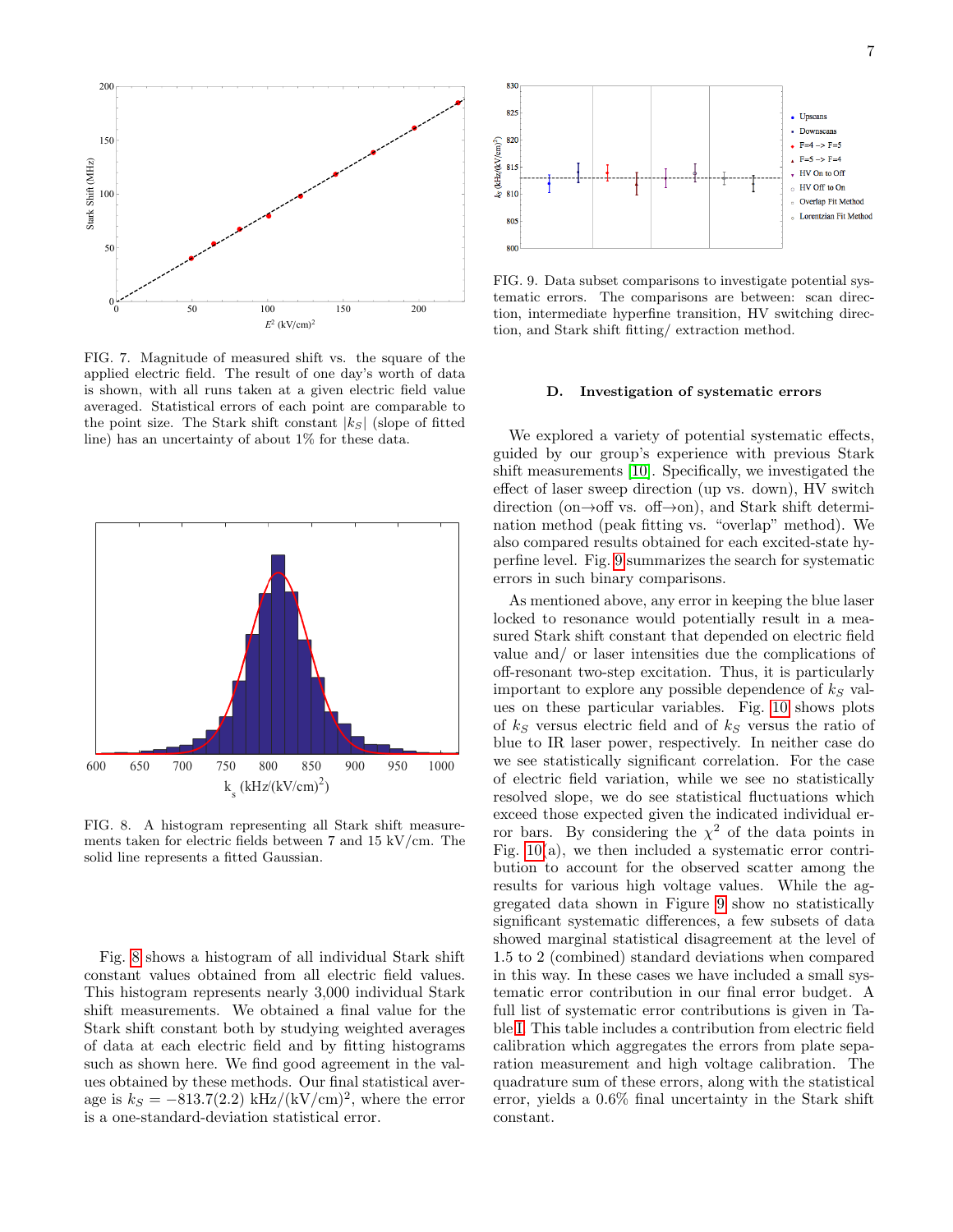FIG. 7. Magnitude of measured shift vs. the square of the applied electric field. The result of one day's worth of data is shown, with all runs taken at a given electric field value averaged. Statistical errors of each point are comparable to the point size. The Stark shift constant $|k_S|$ (slope of fitted line) has an uncertainty of about 1% for these data.

FIG. 8. A histogram representing all Stark shift measurements taken for electric fields between 7 and 15 kV/cm. The solid line represents a fitted Gaussian.

Fig. 8 shows a histogram of all individual Stark shift constant values obtained from all electric field values. This histogram represents nearly 3,000 individual Stark shift measurements. We obtained a final value for the Stark shift constant both by studying weighted averages of data at each electric field and by fitting histograms such as shown here. We find good agreement in the values obtained by these methods. Our final statistical average is $k_S = -813.7(2.2)$ kHz/(kV/cm)$^2$, where the error is a one-standard-deviation statistical error.

FIG. 9. Data subset comparisons to investigate potential systematic errors. The comparisons are between: scan direction, intermediate hyperfine transition, HV switching direction, and Stark shift fitting/ extraction method.

### D. Investigation of systematic errors

We explored a variety of potential systematic effects, guided by our group's experience with previous Stark shift measurements [10]. Specifically, we investigated the effect of laser sweep direction (up vs. down), HV switch direction (on→off vs. off→on), and Stark shift determination method (peak fitting vs. "overlap" method). We also compared results obtained for each excited-state hyperfine level. Fig. 9 summarizes the search for systematic errors in such binary comparisons.

As mentioned above, any error in keeping the blue laser locked to resonance would potentially result in a measured Stark shift constant that depended on electric field value and/ or laser intensities due the complications of off-resonant two-step excitation. Thus, it is particularly important to explore any possible dependence of $k_S$ values on these particular variables. Fig. 10 shows plots of $k_S$ versus electric field and of $k_S$ versus the ratio of blue to IR laser power, respectively. In neither case do we see statistically significant correlation. For the case of electric field variation, while we see no statistically resolved slope, we do see statistical fluctuations which exceed those expected given the indicated individual error bars. By considering the $\chi^2$ of the data points in Fig. 10(a), we then included a systematic error contribution to account for the observed scatter among the results for various high voltage values. While the aggregated data shown in Figure 9 show no statistically significant systematic differences, a few subsets of data showed marginal statistical disagreement at the level of 1.5 to 2 (combined) standard deviations when compared in this way. In these cases we have included a small systematic error contribution in our final error budget. A full list of systematic error contributions is given in Table I. This table includes a contribution from electric field calibration which aggregates the errors from plate separation measurement and high voltage calibration. The quadrature sum of these errors, along with the statistical error, yields a 0.6% final uncertainty in the Stark shift constant.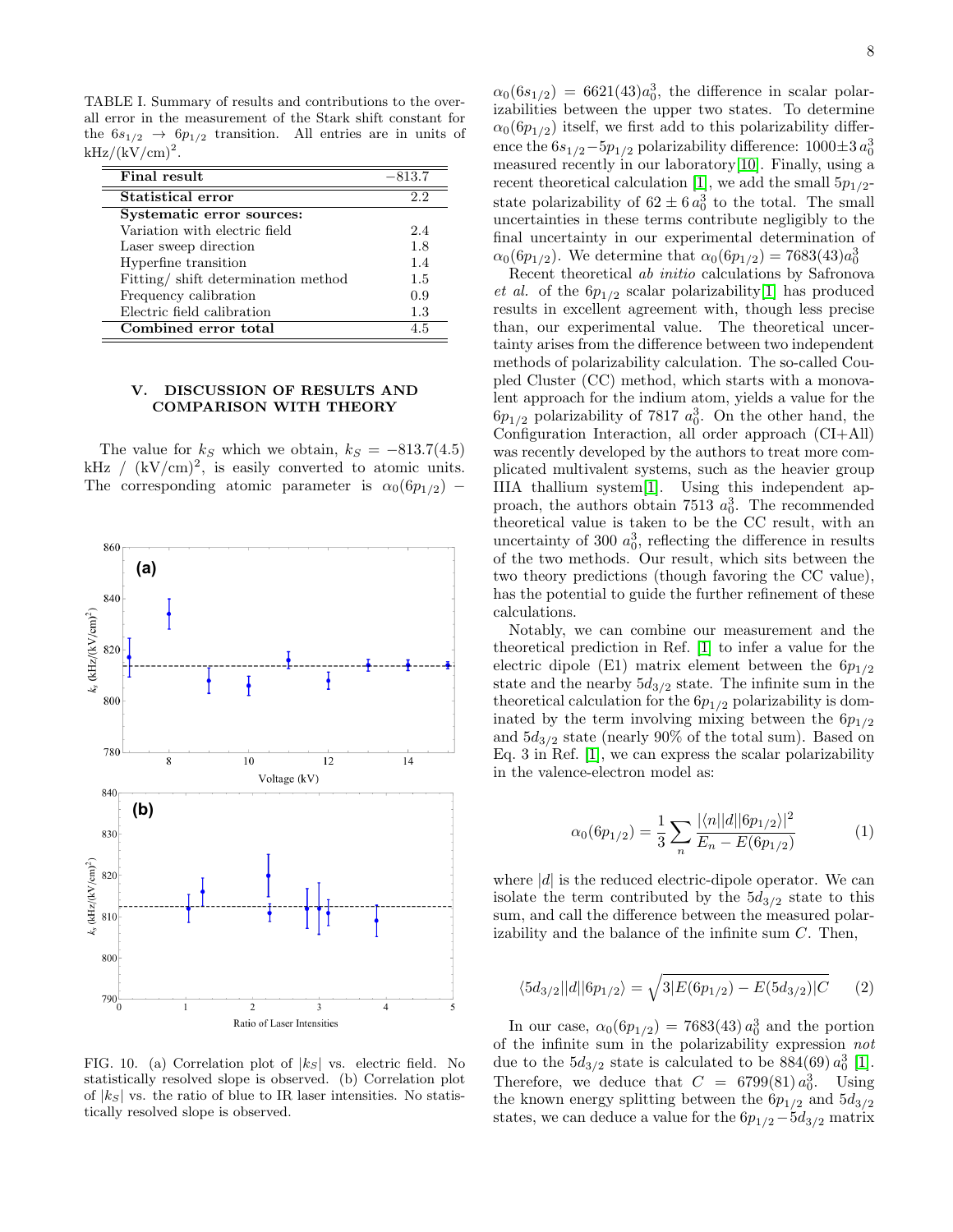TABLE I. Summary of results and contributions to the overall error in the measurement of the Stark shift constant for the $6s_{1/2} \rightarrow 6p_{1/2}$ transition. All entries are in units of $\mathrm{kHz/(kV/cm)^2}$.

| | |
|---|---|
| **Final result** | −813.7 |
| **Statistical error** | 2.2 |
| **Systematic error sources:** | |
| Variation with electric field | 2.4 |
| Laser sweep direction | 1.8 |
| Hyperfine transition | 1.4 |
| Fitting/ shift determination method | 1.5 |
| Frequency calibration | 0.9 |
| Electric field calibration | 1.3 |
| **Combined error total** | 4.5 |

## V. DISCUSSION OF RESULTS AND COMPARISON WITH THEORY

The value for $k_S$ which we obtain, $k_S = -813.7(4.5)$ kHz / $(\mathrm{kV/cm})^2$, is easily converted to atomic units. The corresponding atomic parameter is $\alpha_0(6p_{1/2}) - \alpha_0(6s_{1/2}) = 6621(43)a_0^3$, the difference in scalar polarizabilities between the upper two states. To determine $\alpha_0(6p_{1/2})$ itself, we first add to this polarizability difference the $6s_{1/2} - 5p_{1/2}$ polarizability difference: $1000 \pm 3\, a_0^3$ measured recently in our laboratory[10]. Finally, using a recent theoretical calculation [1], we add the small $5p_{1/2}$-state polarizability of $62 \pm 6\, a_0^3$ to the total. The small uncertainties in these terms contribute negligibly to the final uncertainty in our experimental determination of $\alpha_0(6p_{1/2})$. We determine that $\alpha_0(6p_{1/2}) = 7683(43)a_0^3$

(a)
860
840
820
800
780
8
10
12
14
Voltage (kV)
$k_s$ (kHz/(kV/cm)$^2$)

(b)
840
830
820
810
800
790
0
1
2
3
4
5
Ratio of Laser Intensities
$k_s$ (kHz/(kV/cm)$^2$)

FIG. 10. (a) Correlation plot of $|k_S|$ vs. electric field. No statistically resolved slope is observed. (b) Correlation plot of $|k_S|$ vs. the ratio of blue to IR laser intensities. No statistically resolved slope is observed.

Recent theoretical *ab initio* calculations by Safronova *et al.* of the $6p_{1/2}$ scalar polarizability[1] has produced results in excellent agreement with, though less precise than, our experimental value. The theoretical uncertainty arises from the difference between two independent methods of polarizability calculation. The so-called Coupled Cluster (CC) method, which starts with a monovalent approach for the indium atom, yields a value for the $6p_{1/2}$ polarizability of 7817 $a_0^3$. On the other hand, the Configuration Interaction, all order approach (CI+All) was recently developed by the authors to treat more complicated multivalent systems, such as the heavier group IIIA thallium system[1]. Using this independent approach, the authors obtain 7513 $a_0^3$. The recommended theoretical value is taken to be the CC result, with an uncertainty of 300 $a_0^3$, reflecting the difference in results of the two methods. Our result, which sits between the two theory predictions (though favoring the CC value), has the potential to guide the further refinement of these calculations.

Notably, we can combine our measurement and the theoretical prediction in Ref. [1] to infer a value for the electric dipole (E1) matrix element between the $6p_{1/2}$ state and the nearby $5d_{3/2}$ state. The infinite sum in the theoretical calculation for the $6p_{1/2}$ polarizability is dominated by the term involving mixing between the $6p_{1/2}$ and $5d_{3/2}$ state (nearly 90% of the total sum). Based on Eq. 3 in Ref. [1], we can express the scalar polarizability in the valence-electron model as:

$$\alpha_0(6p_{1/2}) = \frac{1}{3}\sum_n \frac{|\langle n||d||6p_{1/2}\rangle|^2}{E_n - E(6p_{1/2})} \tag{1}$$

where $|d|$ is the reduced electric-dipole operator. We can isolate the term contributed by the $5d_{3/2}$ state to this sum, and call the difference between the measured polarizability and the balance of the infinite sum $C$. Then,

$$\langle 5d_{3/2}||d||6p_{1/2}\rangle = \sqrt{3|E(6p_{1/2}) - E(5d_{3/2})|C} \tag{2}$$

In our case, $\alpha_0(6p_{1/2}) = 7683(43)\, a_0^3$ and the portion of the infinite sum in the polarizability expression *not* due to the $5d_{3/2}$ state is calculated to be $884(69)\, a_0^3$ [1]. Therefore, we deduce that $C = 6799(81)\, a_0^3$. Using the known energy splitting between the $6p_{1/2}$ and $5d_{3/2}$ states, we can deduce a value for the $6p_{1/2} - 5d_{3/2}$ matrix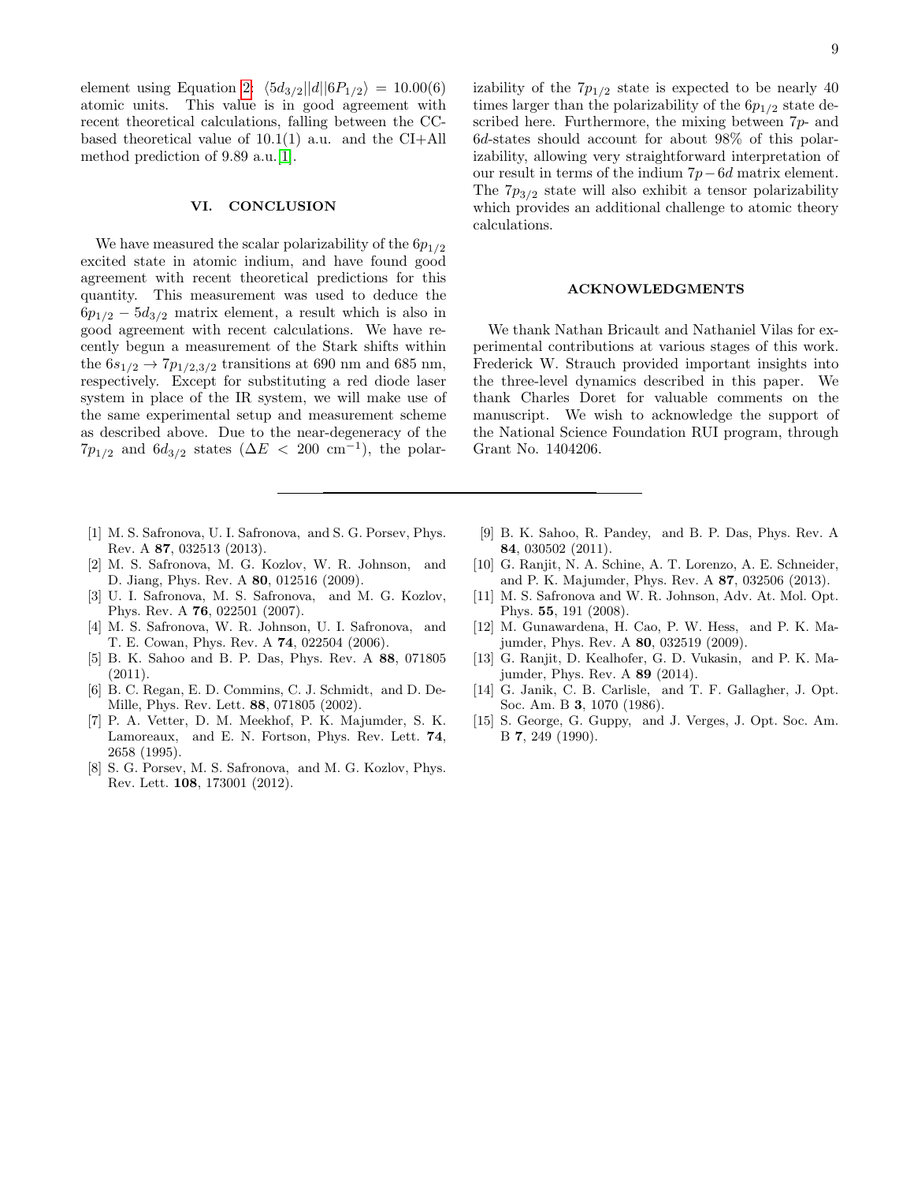element using Equation 2: $\langle 5d_{3/2}||d||6P_{1/2}\rangle = 10.00(6)$ atomic units. This value is in good agreement with recent theoretical calculations, falling between the CC-based theoretical value of 10.1(1) a.u. and the CI+All method prediction of 9.89 a.u. [1].

## VI. CONCLUSION

We have measured the scalar polarizability of the $6p_{1/2}$ excited state in atomic indium, and have found good agreement with recent theoretical predictions for this quantity. This measurement was used to deduce the $6p_{1/2} - 5d_{3/2}$ matrix element, a result which is also in good agreement with recent calculations. We have recently begun a measurement of the Stark shifts within the $6s_{1/2} \rightarrow 7p_{1/2,3/2}$ transitions at 690 nm and 685 nm, respectively. Except for substituting a red diode laser system in place of the IR system, we will make use of the same experimental setup and measurement scheme as described above. Due to the near-degeneracy of the $7p_{1/2}$ and $6d_{3/2}$ states ($\Delta E < 200$ cm$^{-1}$), the polarizability of the $7p_{1/2}$ state is expected to be nearly 40 times larger than the polarizability of the $6p_{1/2}$ state described here. Furthermore, the mixing between $7p$- and $6d$-states should account for about 98% of this polarizability, allowing very straightforward interpretation of our result in terms of the indium $7p-6d$ matrix element. The $7p_{3/2}$ state will also exhibit a tensor polarizability which provides an additional challenge to atomic theory calculations.

## ACKNOWLEDGMENTS

We thank Nathan Bricault and Nathaniel Vilas for experimental contributions at various stages of this work. Frederick W. Strauch provided important insights into the three-level dynamics described in this paper. We thank Charles Doret for valuable comments on the manuscript. We wish to acknowledge the support of the National Science Foundation RUI program, through Grant No. 1404206.

---

[1] M. S. Safronova, U. I. Safronova, and S. G. Porsev, Phys. Rev. A **87**, 032513 (2013).

[2] M. S. Safronova, M. G. Kozlov, W. R. Johnson, and D. Jiang, Phys. Rev. A **80**, 012516 (2009).

[3] U. I. Safronova, M. S. Safronova, and M. G. Kozlov, Phys. Rev. A **76**, 022501 (2007).

[4] M. S. Safronova, W. R. Johnson, U. I. Safronova, and T. E. Cowan, Phys. Rev. A **74**, 022504 (2006).

[5] B. K. Sahoo and B. P. Das, Phys. Rev. A **88**, 071805 (2011).

[6] B. C. Regan, E. D. Commins, C. J. Schmidt, and D. DeMille, Phys. Rev. Lett. **88**, 071805 (2002).

[7] P. A. Vetter, D. M. Meekhof, P. K. Majumder, S. K. Lamoreaux, and E. N. Fortson, Phys. Rev. Lett. **74**, 2658 (1995).

[8] S. G. Porsev, M. S. Safronova, and M. G. Kozlov, Phys. Rev. Lett. **108**, 173001 (2012).

[9] B. K. Sahoo, R. Pandey, and B. P. Das, Phys. Rev. A **84**, 030502 (2011).

[10] G. Ranjit, N. A. Schine, A. T. Lorenzo, A. E. Schneider, and P. K. Majumder, Phys. Rev. A **87**, 032506 (2013).

[11] M. S. Safronova and W. R. Johnson, Adv. At. Mol. Opt. Phys. **55**, 191 (2008).

[12] M. Gunawardena, H. Cao, P. W. Hess, and P. K. Majumder, Phys. Rev. A **80**, 032519 (2009).

[13] G. Ranjit, D. Kealhofer, G. D. Vukasin, and P. K. Majumder, Phys. Rev. A **89** (2014).

[14] G. Janik, C. B. Carlisle, and T. F. Gallagher, J. Opt. Soc. Am. B **3**, 1070 (1986).

[15] S. George, G. Guppy, and J. Verges, J. Opt. Soc. Am. B **7**, 249 (1990).